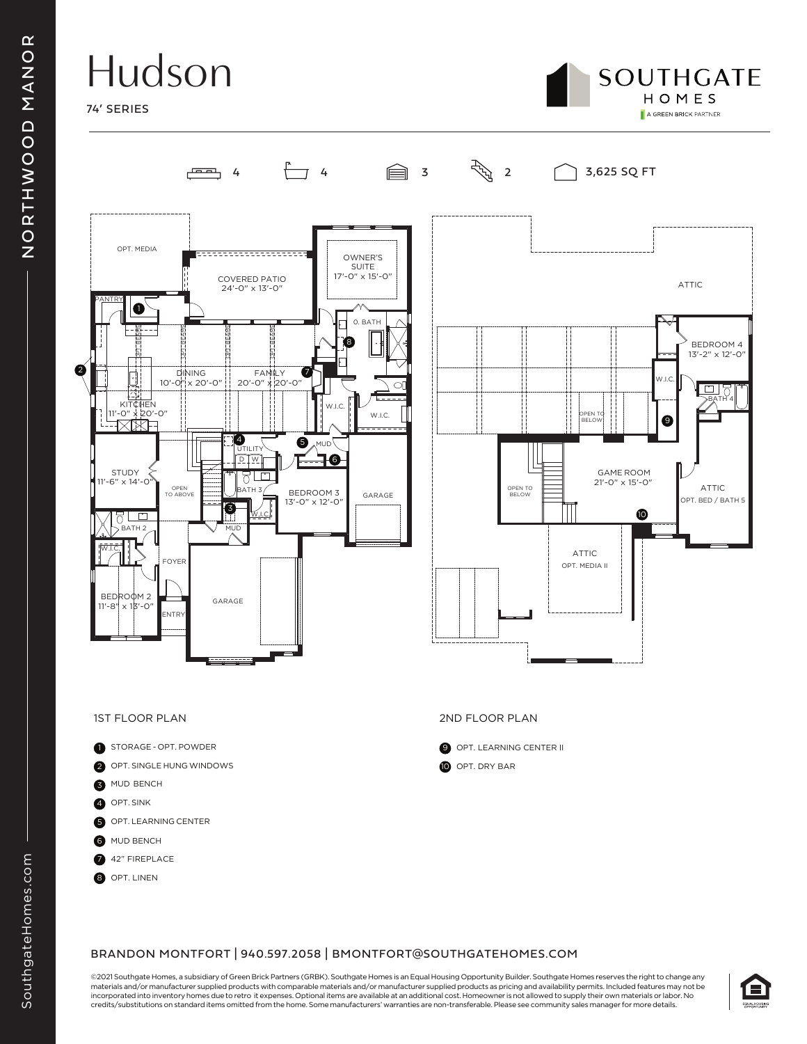NORTHWOOD MANOR

# Hudson

74' SERIES

SOUTHGATE HOMES
A GREEN BRICK PARTNER

4 | 4 | 3 | 2 | 3,625 SQ FT

OPT. MEDIA
COVERED PATIO 24'-0" x 13'-0"
OWNER'S SUITE 17'-0" x 15'-0"
PANTRY
O. BATH
DINING 10'-0" x 20'-0"
FAMILY 20'-0" x 20'-0"
KITCHEN 11'-0" x 20'-0"
W.I.C.
W.I.C.
UTILITY
D W
MUD
STUDY 11'-6" x 14'-0"
OPEN TO ABOVE
BATH 3
BEDROOM 3 13'-0" x 12'-0"
GARAGE
W.I.C.
MUD
BATH 2
W.I.C.
FOYER
BEDROOM 2 11'-8" x 13'-0"
ENTRY
GARAGE

ATTIC
BEDROOM 4 13'-2" x 12'-0"
W.I.C.
BATH 4
OPEN TO BELOW
GAME ROOM 21'-0" x 15'-0"
OPEN TO BELOW
ATTIC OPT. BED / BATH 5
ATTIC OPT. MEDIA II

## 1ST FLOOR PLAN

1. STORAGE - OPT. POWDER
2. OPT. SINGLE HUNG WINDOWS
3. MUD BENCH
4. OPT. SINK
5. OPT. LEARNING CENTER
6. MUD BENCH
7. 42" FIREPLACE
8. OPT. LINEN

## 2ND FLOOR PLAN

9. OPT. LEARNING CENTER II
10. OPT. DRY BAR

BRANDON MONTFORT | 940.597.2058 | BMONTFORT@SOUTHGATEHOMES.COM

©2021 Southgate Homes, a subsidiary of Green Brick Partners (GRBK). Southgate Homes is an Equal Housing Opportunity Builder. Southgate Homes reserves the right to change any materials and/or manufacturer supplied products with comparable materials and/or manufacturer supplied products as pricing and availability permits. Included features may not be incorporated into inventory homes due to retro it expenses. Optional items are available at an additional cost. Homeowner is not allowed to supply their own materials or labor. No credits/substitutions on standard items omitted from the home. Some manufacturers' warranties are non-transferable. Please see community sales manager for more details.

SouthgateHomes.com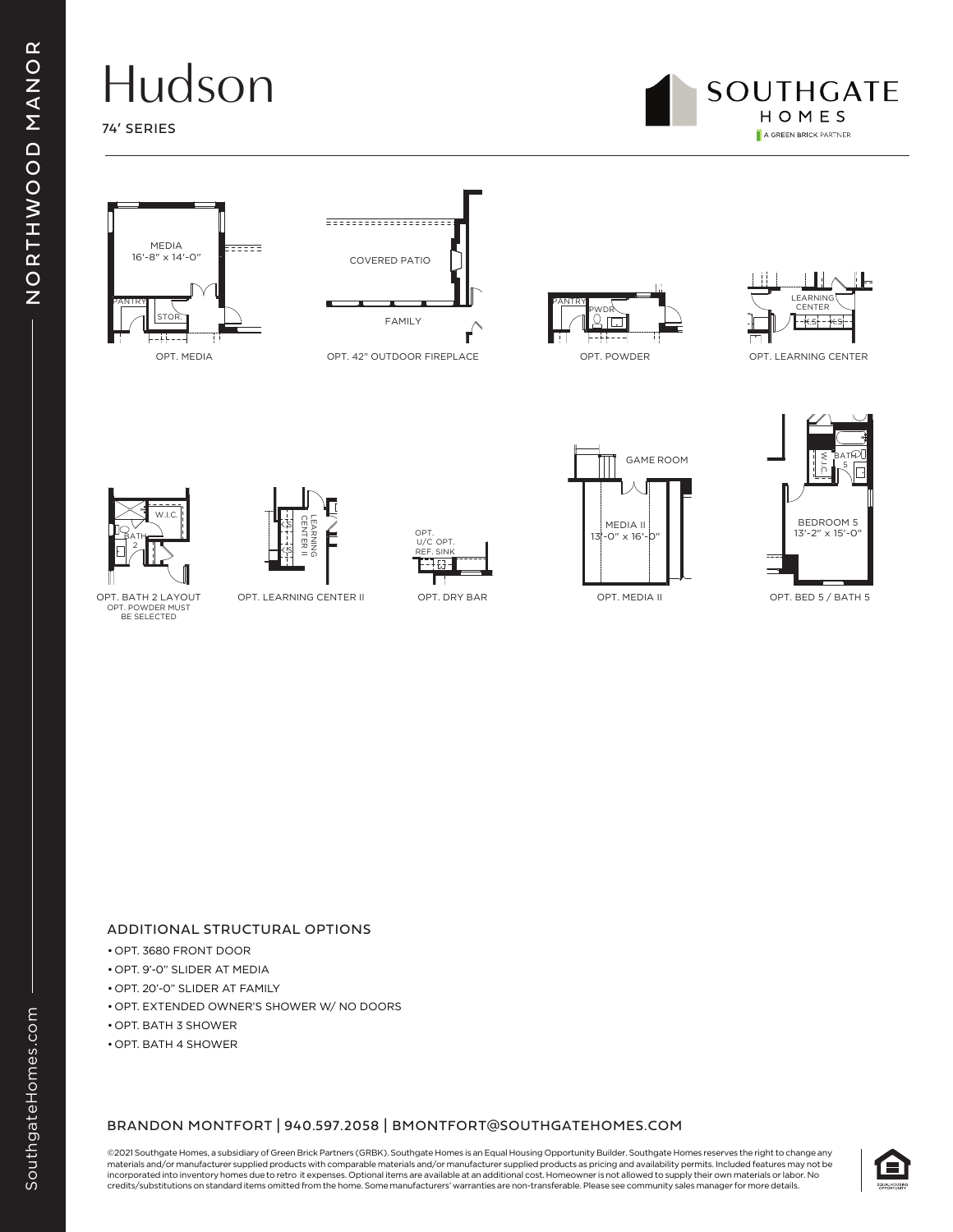# Hudson

74' SERIES

SOUTHGATE HOMES

A GREEN BRICK PARTNER

MEDIA
16'-8" x 14'-0"
PANTRY
STOR.

OPT. MEDIA

COVERED PATIO
FAMILY

OPT. 42" OUTDOOR FIREPLACE

PANTRY
PWDR

OPT. POWDER

LEARNING CENTER

OPT. LEARNING CENTER

W.I.C.
BATH 2

OPT. BATH 2 LAYOUT
OPT. POWDER MUST BE SELECTED

LEARNING CENTER II

OPT. LEARNING CENTER II

OPT. U/C OPT. REF. SINK

OPT. DRY BAR

GAME ROOM
MEDIA II
13'-0" x 16'-0"

OPT. MEDIA II

W.I.C.
BATH 5
BEDROOM 5
13'-2" x 15'-0"

OPT. BED 5 / BATH 5

## ADDITIONAL STRUCTURAL OPTIONS

- OPT. 3680 FRONT DOOR
- OPT. 9'-0" SLIDER AT MEDIA
- OPT. 20'-0" SLIDER AT FAMILY
- OPT. EXTENDED OWNER'S SHOWER W/ NO DOORS
- OPT. BATH 3 SHOWER
- OPT. BATH 4 SHOWER

BRANDON MONTFORT | 940.597.2058 | BMONTFORT@SOUTHGATEHOMES.COM

©2021 Southgate Homes, a subsidiary of Green Brick Partners (GRBK). Southgate Homes is an Equal Housing Opportunity Builder. Southgate Homes reserves the right to change any materials and/or manufacturer supplied products with comparable materials and/or manufacturer supplied products as pricing and availability permits. Included features may not be incorporated into inventory homes due to retro it expenses. Optional items are available at an additional cost. Homeowner is not allowed to supply their own materials or labor. No credits/substitutions on standard items omitted from the home. Some manufacturers' warranties are non-transferable. Please see community sales manager for more details.

NORTHWOOD MANOR

SouthgateHomes.com